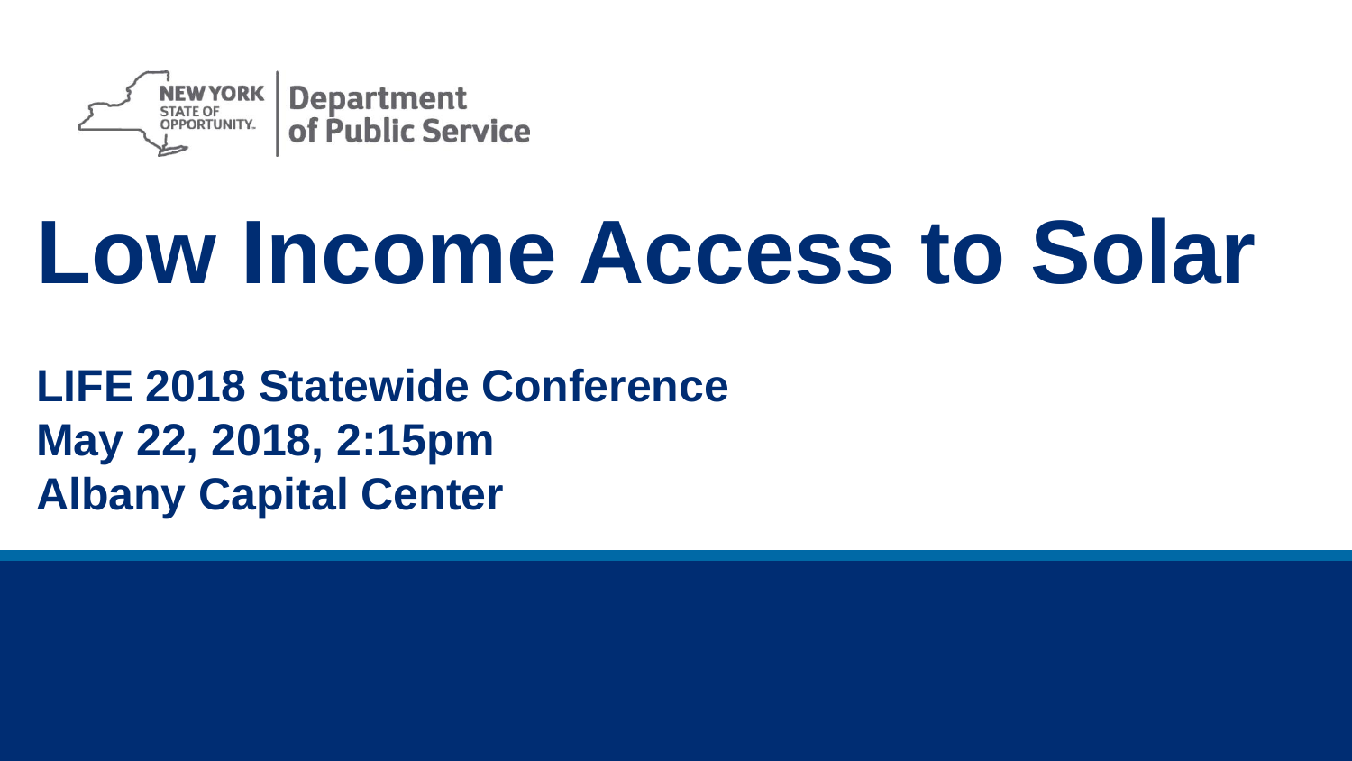NEW YORK STATE OF OPPORTUNITY. | Department of Public Service

# Low Income Access to Solar

**LIFE 2018 Statewide Conference**
**May 22, 2018, 2:15pm**
**Albany Capital Center**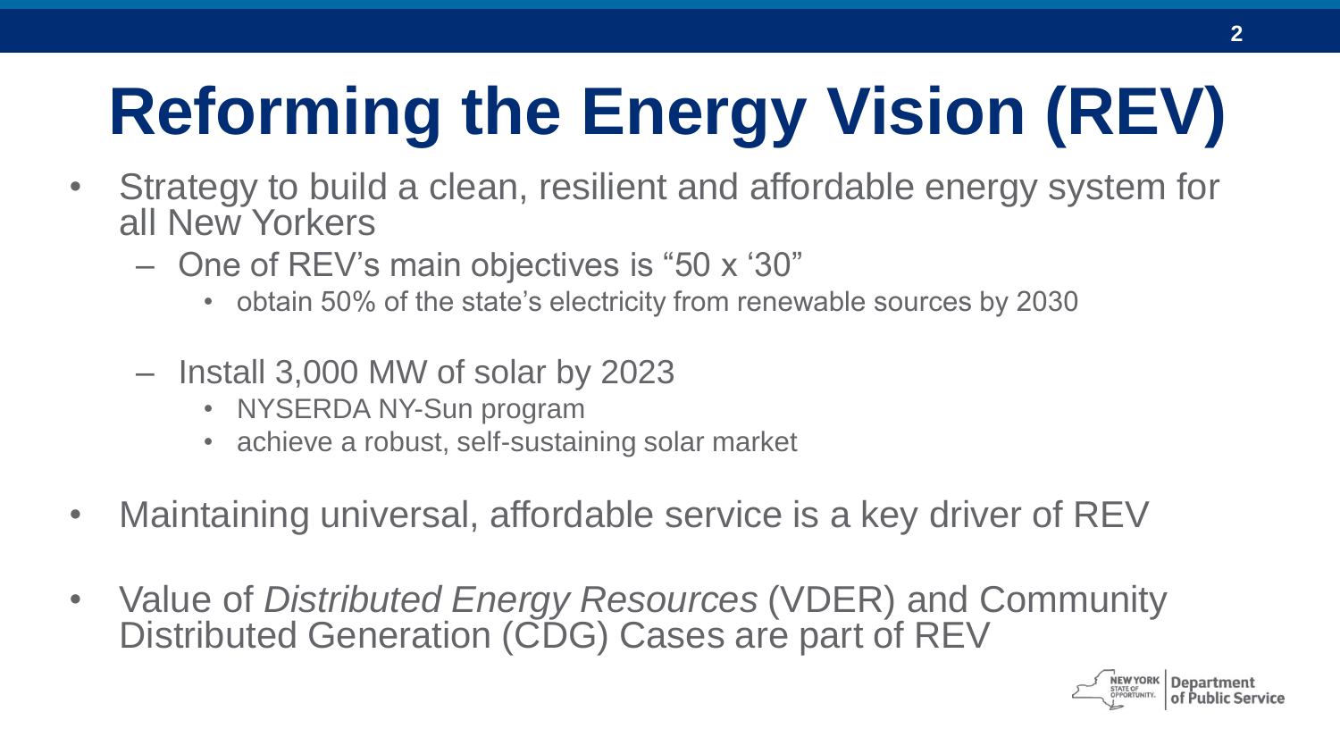# Reforming the Energy Vision (REV)

- Strategy to build a clean, resilient and affordable energy system for all New Yorkers
  - One of REV's main objectives is "50 x '30"
    - obtain 50% of the state's electricity from renewable sources by 2030
  - Install 3,000 MW of solar by 2023
    - NYSERDA NY-Sun program
    - achieve a robust, self-sustaining solar market
- Maintaining universal, affordable service is a key driver of REV
- Value of *Distributed Energy Resources* (VDER) and Community Distributed Generation (CDG) Cases are part of REV

NEW YORK STATE OF OPPORTUNITY. | Department of Public Service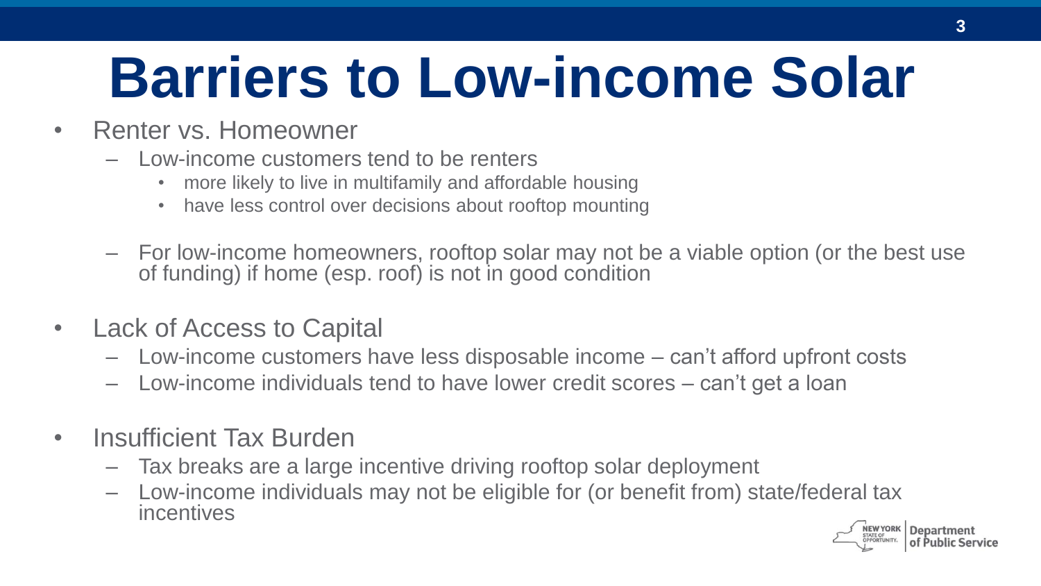# Barriers to Low-income Solar

- Renter vs. Homeowner
  - Low-income customers tend to be renters
    - more likely to live in multifamily and affordable housing
    - have less control over decisions about rooftop mounting
  - For low-income homeowners, rooftop solar may not be a viable option (or the best use of funding) if home (esp. roof) is not in good condition
- Lack of Access to Capital
  - Low-income customers have less disposable income – can't afford upfront costs
  - Low-income individuals tend to have lower credit scores – can't get a loan
- Insufficient Tax Burden
  - Tax breaks are a large incentive driving rooftop solar deployment
  - Low-income individuals may not be eligible for (or benefit from) state/federal tax incentives

NEW YORK STATE OF OPPORTUNITY. Department of Public Service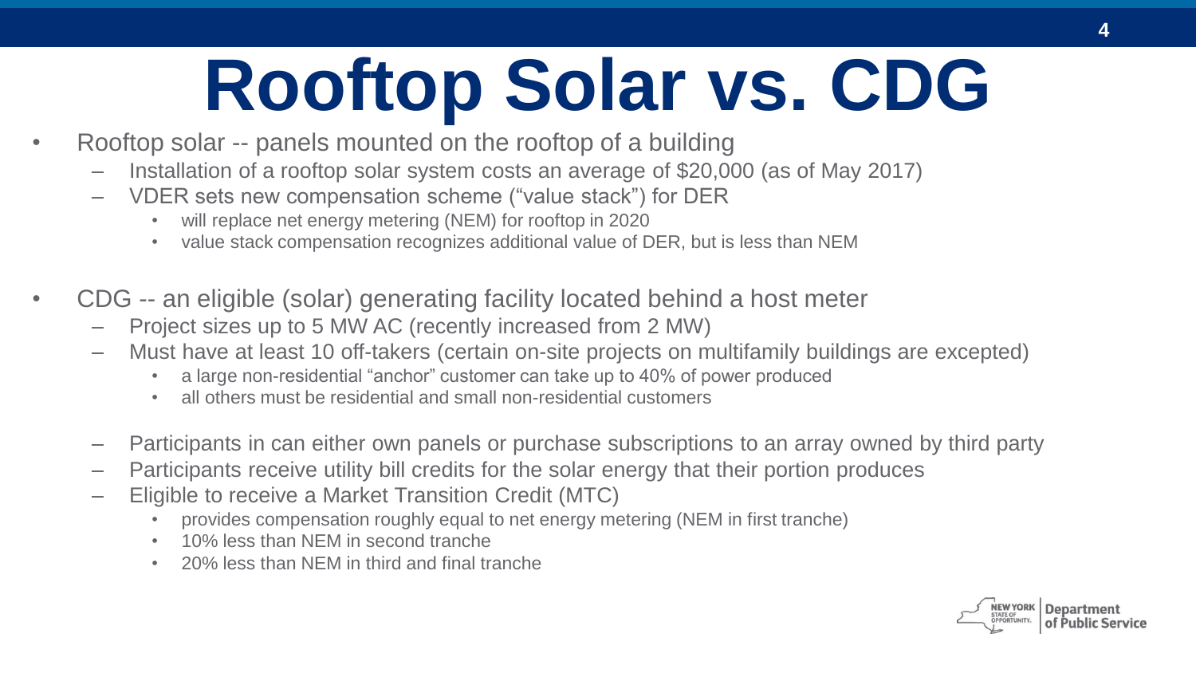# Rooftop Solar vs. CDG

- Rooftop solar -- panels mounted on the rooftop of a building
  - Installation of a rooftop solar system costs an average of $20,000 (as of May 2017)
  - VDER sets new compensation scheme (“value stack”) for DER
    - will replace net energy metering (NEM) for rooftop in 2020
    - value stack compensation recognizes additional value of DER, but is less than NEM
- CDG -- an eligible (solar) generating facility located behind a host meter
  - Project sizes up to 5 MW AC (recently increased from 2 MW)
  - Must have at least 10 off-takers (certain on-site projects on multifamily buildings are excepted)
    - a large non-residential “anchor” customer can take up to 40% of power produced
    - all others must be residential and small non-residential customers
  - Participants in can either own panels or purchase subscriptions to an array owned by third party
  - Participants receive utility bill credits for the solar energy that their portion produces
  - Eligible to receive a Market Transition Credit (MTC)
    - provides compensation roughly equal to net energy metering (NEM in first tranche)
    - 10% less than NEM in second tranche
    - 20% less than NEM in third and final tranche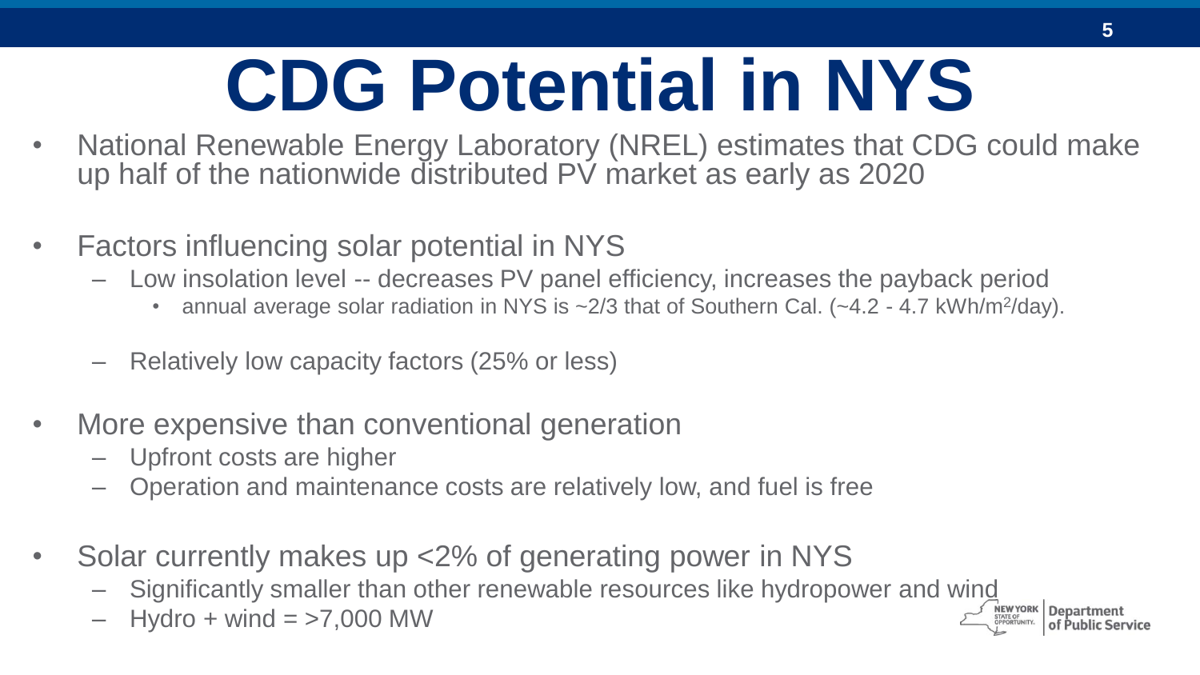# CDG Potential in NYS

- National Renewable Energy Laboratory (NREL) estimates that CDG could make up half of the nationwide distributed PV market as early as 2020
- Factors influencing solar potential in NYS
  - Low insolation level -- decreases PV panel efficiency, increases the payback period
    - annual average solar radiation in NYS is ~2/3 that of Southern Cal. (~4.2 - 4.7 kWh/m$^2$/day).
  - Relatively low capacity factors (25% or less)
- More expensive than conventional generation
  - Upfront costs are higher
  - Operation and maintenance costs are relatively low, and fuel is free
- Solar currently makes up <2% of generating power in NYS
  - Significantly smaller than other renewable resources like hydropower and wind
  - Hydro + wind = >7,000 MW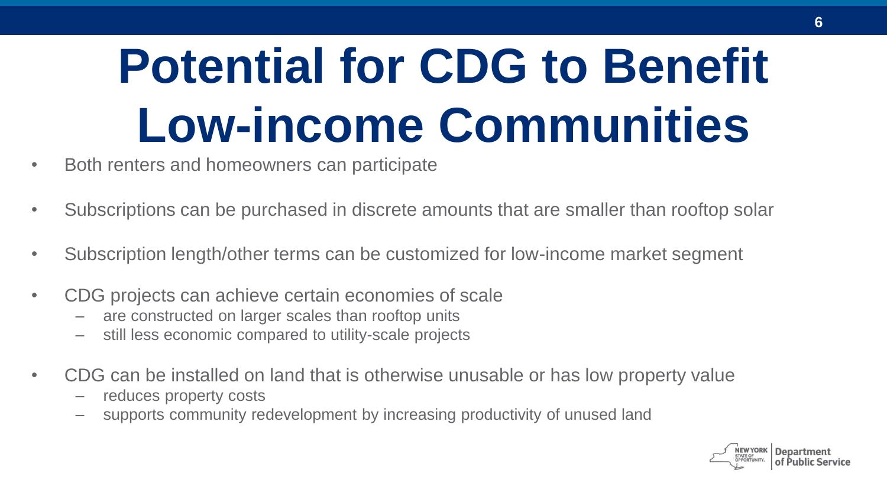# Potential for CDG to Benefit Low-income Communities

- Both renters and homeowners can participate
- Subscriptions can be purchased in discrete amounts that are smaller than rooftop solar
- Subscription length/other terms can be customized for low-income market segment
- CDG projects can achieve certain economies of scale
  - are constructed on larger scales than rooftop units
  - still less economic compared to utility-scale projects
- CDG can be installed on land that is otherwise unusable or has low property value
  - reduces property costs
  - supports community redevelopment by increasing productivity of unused land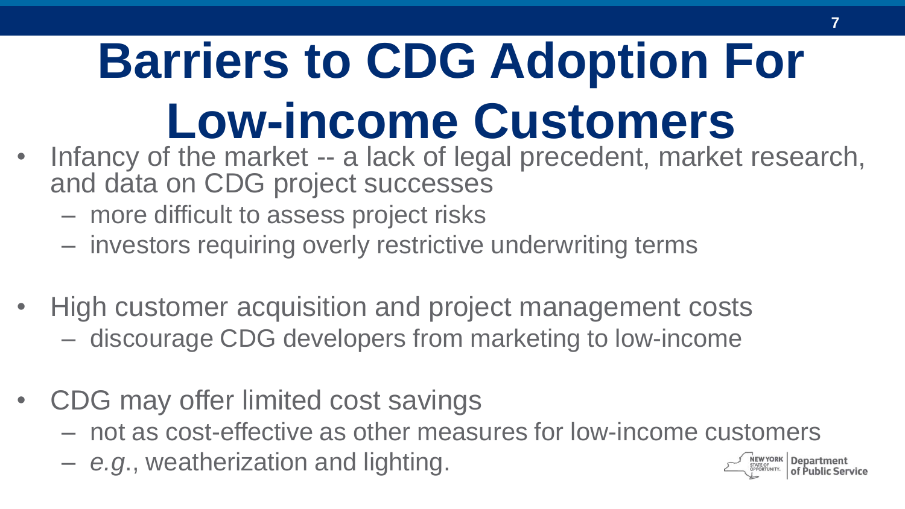# Barriers to CDG Adoption For Low-income Customers

- Infancy of the market -- a lack of legal precedent, market research, and data on CDG project successes
  - more difficult to assess project risks
  - investors requiring overly restrictive underwriting terms
- High customer acquisition and project management costs
  - discourage CDG developers from marketing to low-income
- CDG may offer limited cost savings
  - not as cost-effective as other measures for low-income customers
  - *e.g.*, weatherization and lighting.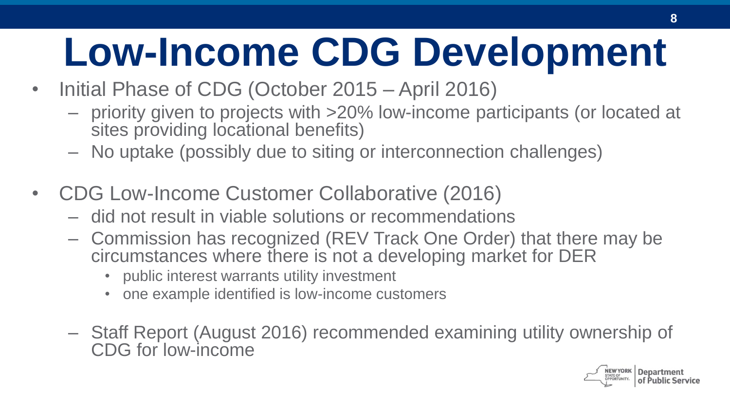# Low-Income CDG Development

- Initial Phase of CDG (October 2015 – April 2016)
  - priority given to projects with >20% low-income participants (or located at sites providing locational benefits)
  - No uptake (possibly due to siting or interconnection challenges)

- CDG Low-Income Customer Collaborative (2016)
  - did not result in viable solutions or recommendations
  - Commission has recognized (REV Track One Order) that there may be circumstances where there is not a developing market for DER
    - public interest warrants utility investment
    - one example identified is low-income customers
  - Staff Report (August 2016) recommended examining utility ownership of CDG for low-income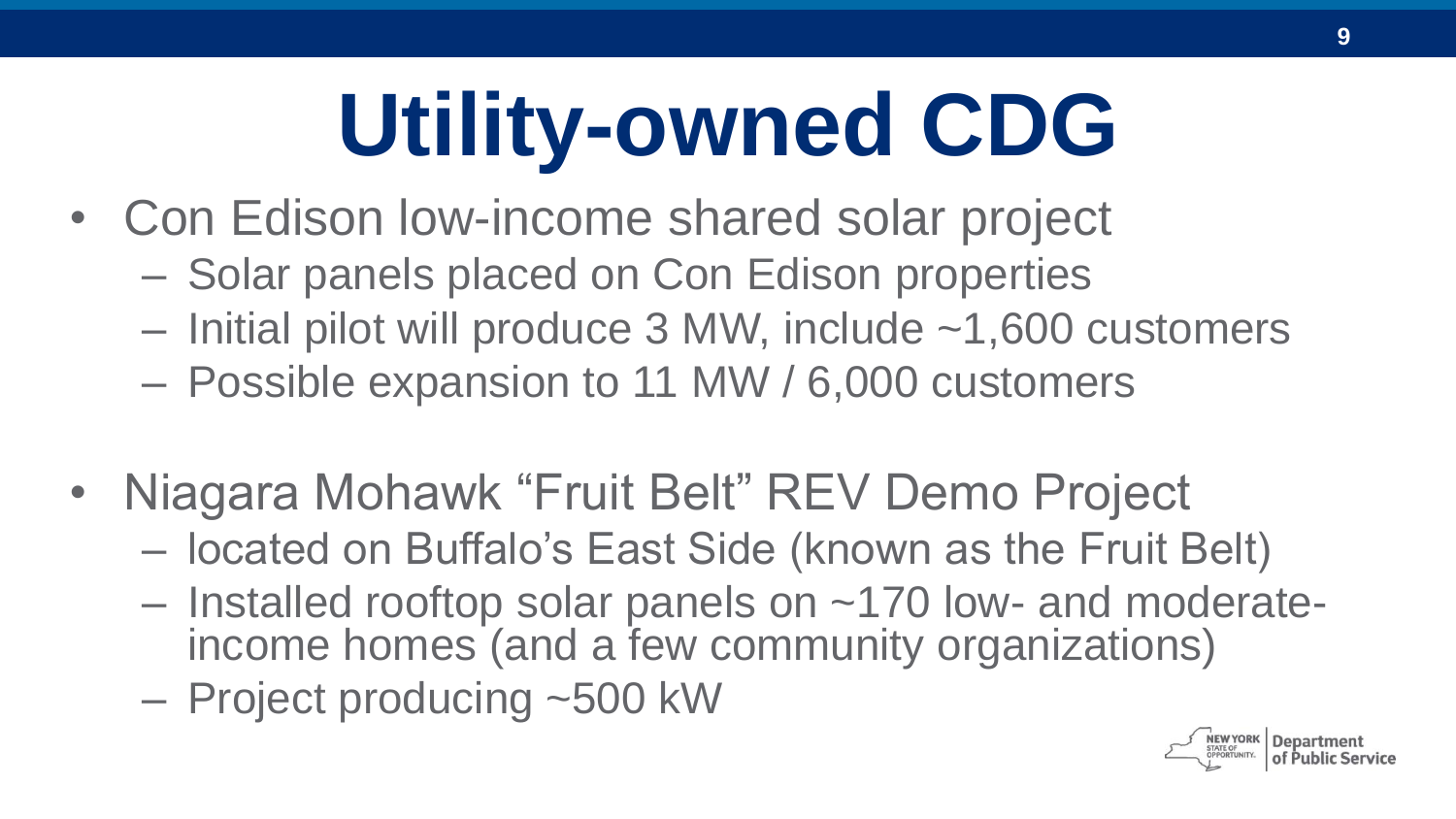# Utility-owned CDG

- Con Edison low-income shared solar project
  - Solar panels placed on Con Edison properties
  - Initial pilot will produce 3 MW, include ~1,600 customers
  - Possible expansion to 11 MW / 6,000 customers
- Niagara Mohawk "Fruit Belt" REV Demo Project
  - located on Buffalo's East Side (known as the Fruit Belt)
  - Installed rooftop solar panels on ~170 low- and moderate-income homes (and a few community organizations)
  - Project producing ~500 kW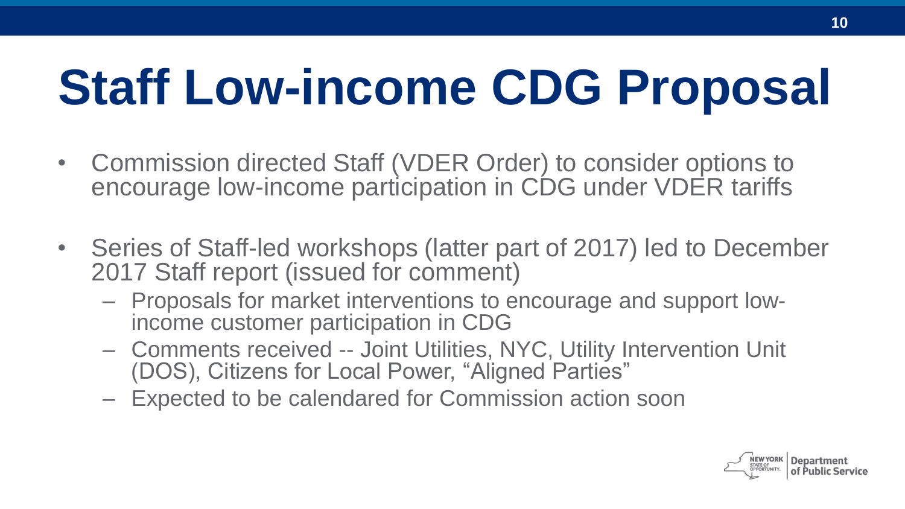# Staff Low-income CDG Proposal

- Commission directed Staff (VDER Order) to consider options to encourage low-income participation in CDG under VDER tariffs
- Series of Staff-led workshops (latter part of 2017) led to December 2017 Staff report (issued for comment)
  - Proposals for market interventions to encourage and support low-income customer participation in CDG
  - Comments received -- Joint Utilities, NYC, Utility Intervention Unit (DOS), Citizens for Local Power, "Aligned Parties"
  - Expected to be calendared for Commission action soon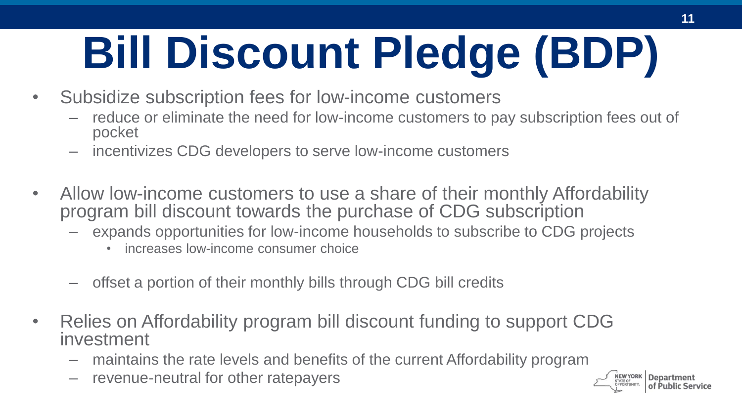# Bill Discount Pledge (BDP)

- Subsidize subscription fees for low-income customers
  - reduce or eliminate the need for low-income customers to pay subscription fees out of pocket
  - incentivizes CDG developers to serve low-income customers
- Allow low-income customers to use a share of their monthly Affordability program bill discount towards the purchase of CDG subscription
  - expands opportunities for low-income households to subscribe to CDG projects
    - increases low-income consumer choice
  - offset a portion of their monthly bills through CDG bill credits
- Relies on Affordability program bill discount funding to support CDG investment
  - maintains the rate levels and benefits of the current Affordability program
  - revenue-neutral for other ratepayers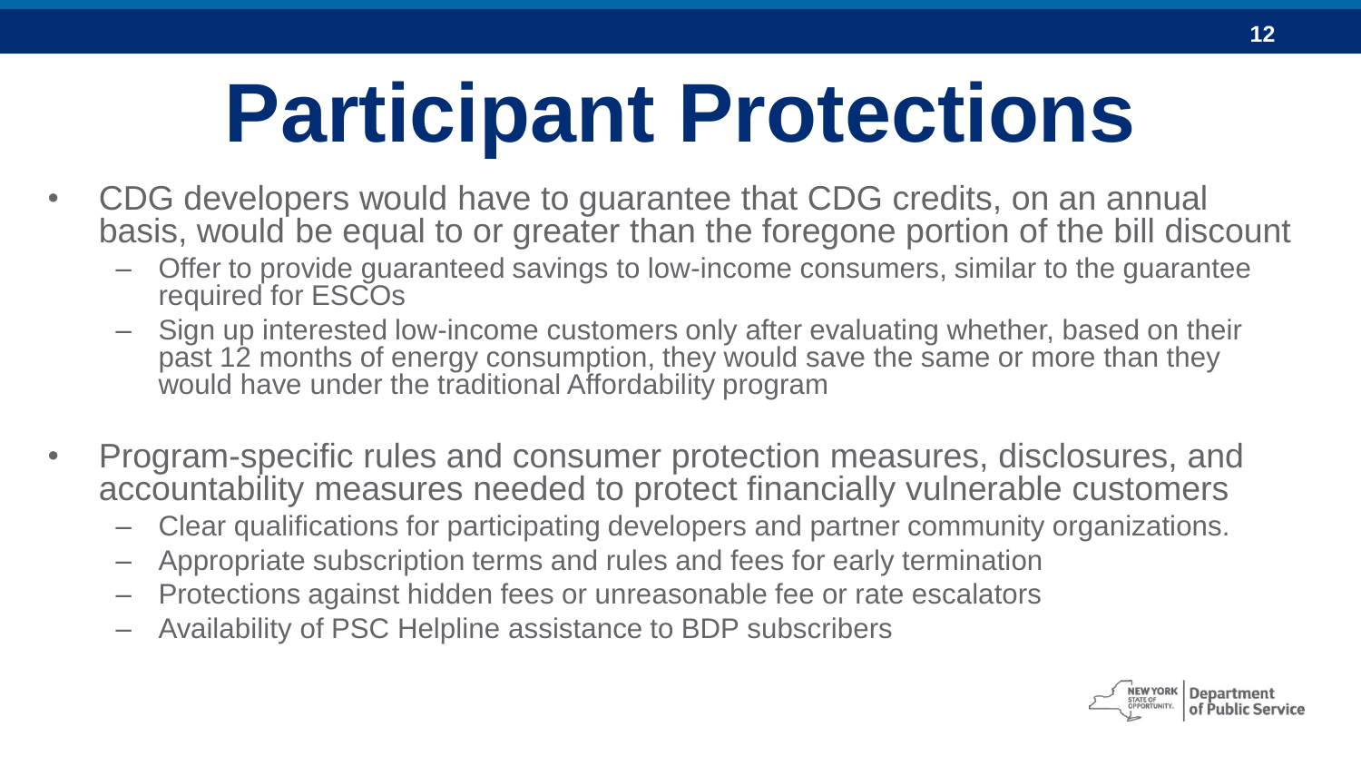# Participant Protections

- CDG developers would have to guarantee that CDG credits, on an annual basis, would be equal to or greater than the foregone portion of the bill discount
  - Offer to provide guaranteed savings to low-income consumers, similar to the guarantee required for ESCOs
  - Sign up interested low-income customers only after evaluating whether, based on their past 12 months of energy consumption, they would save the same or more than they would have under the traditional Affordability program
- Program-specific rules and consumer protection measures, disclosures, and accountability measures needed to protect financially vulnerable customers
  - Clear qualifications for participating developers and partner community organizations.
  - Appropriate subscription terms and rules and fees for early termination
  - Protections against hidden fees or unreasonable fee or rate escalators
  - Availability of PSC Helpline assistance to BDP subscribers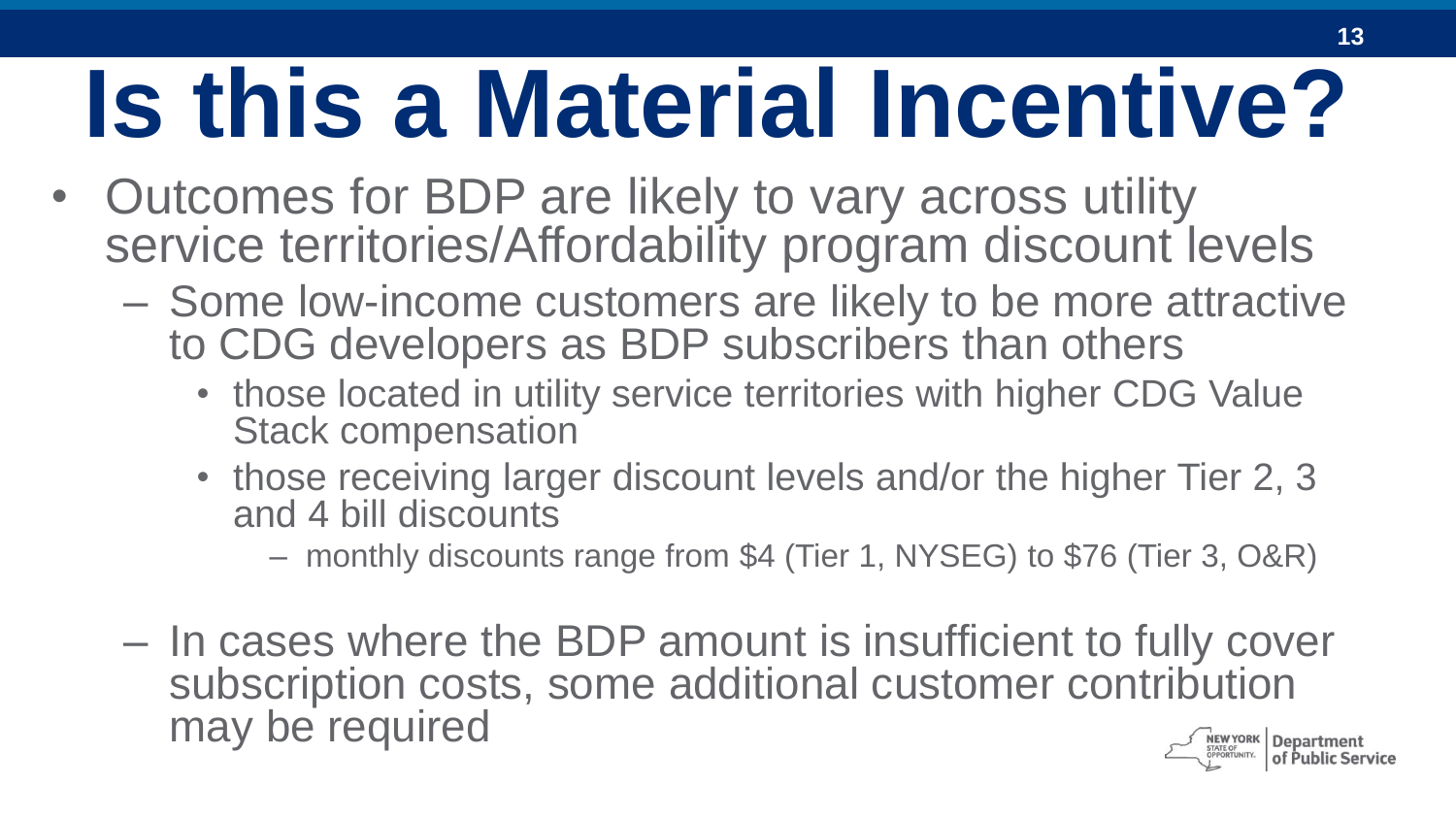# Is this a Material Incentive?

- Outcomes for BDP are likely to vary across utility service territories/Affordability program discount levels
  - Some low-income customers are likely to be more attractive to CDG developers as BDP subscribers than others
    - those located in utility service territories with higher CDG Value Stack compensation
    - those receiving larger discount levels and/or the higher Tier 2, 3 and 4 bill discounts
      - monthly discounts range from $4 (Tier 1, NYSEG) to $76 (Tier 3, O&R)
  - In cases where the BDP amount is insufficient to fully cover subscription costs, some additional customer contribution may be required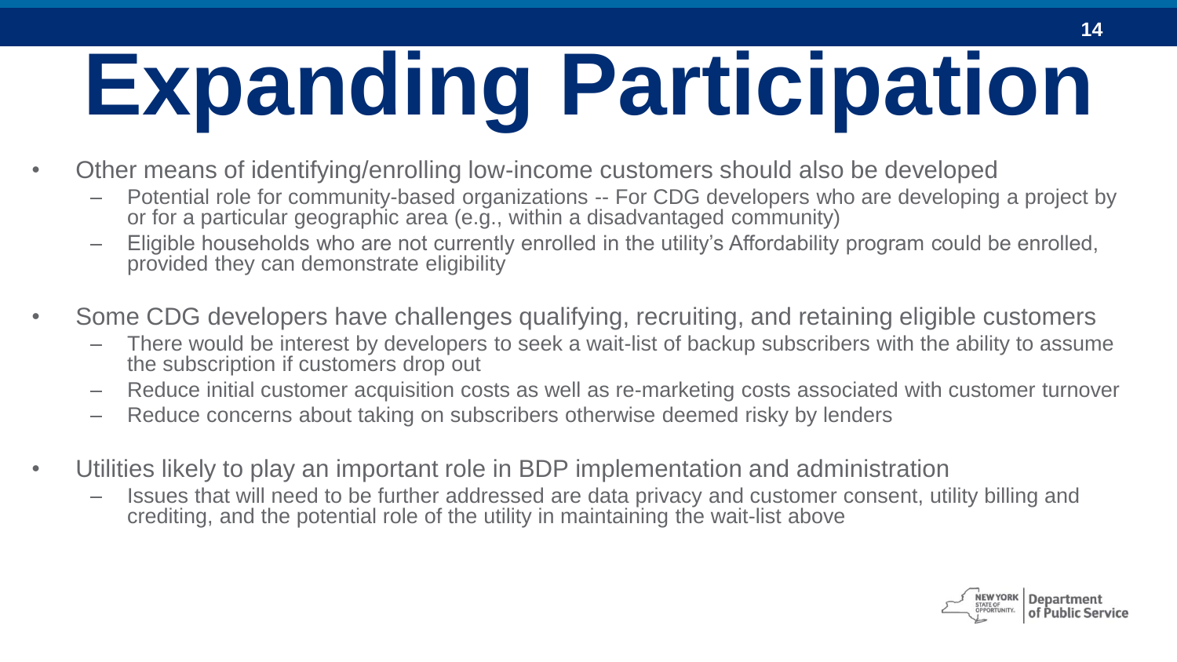# Expanding Participation

- Other means of identifying/enrolling low-income customers should also be developed
  - Potential role for community-based organizations -- For CDG developers who are developing a project by or for a particular geographic area (e.g., within a disadvantaged community)
  - Eligible households who are not currently enrolled in the utility's Affordability program could be enrolled, provided they can demonstrate eligibility
- Some CDG developers have challenges qualifying, recruiting, and retaining eligible customers
  - There would be interest by developers to seek a wait-list of backup subscribers with the ability to assume the subscription if customers drop out
  - Reduce initial customer acquisition costs as well as re-marketing costs associated with customer turnover
  - Reduce concerns about taking on subscribers otherwise deemed risky by lenders
- Utilities likely to play an important role in BDP implementation and administration
  - Issues that will need to be further addressed are data privacy and customer consent, utility billing and crediting, and the potential role of the utility in maintaining the wait-list above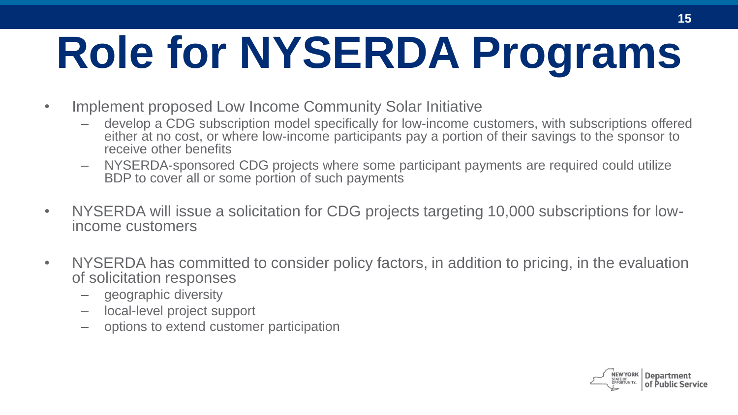# Role for NYSERDA Programs

- Implement proposed Low Income Community Solar Initiative
  - develop a CDG subscription model specifically for low-income customers, with subscriptions offered either at no cost, or where low-income participants pay a portion of their savings to the sponsor to receive other benefits
  - NYSERDA-sponsored CDG projects where some participant payments are required could utilize BDP to cover all or some portion of such payments
- NYSERDA will issue a solicitation for CDG projects targeting 10,000 subscriptions for low-income customers
- NYSERDA has committed to consider policy factors, in addition to pricing, in the evaluation of solicitation responses
  - geographic diversity
  - local-level project support
  - options to extend customer participation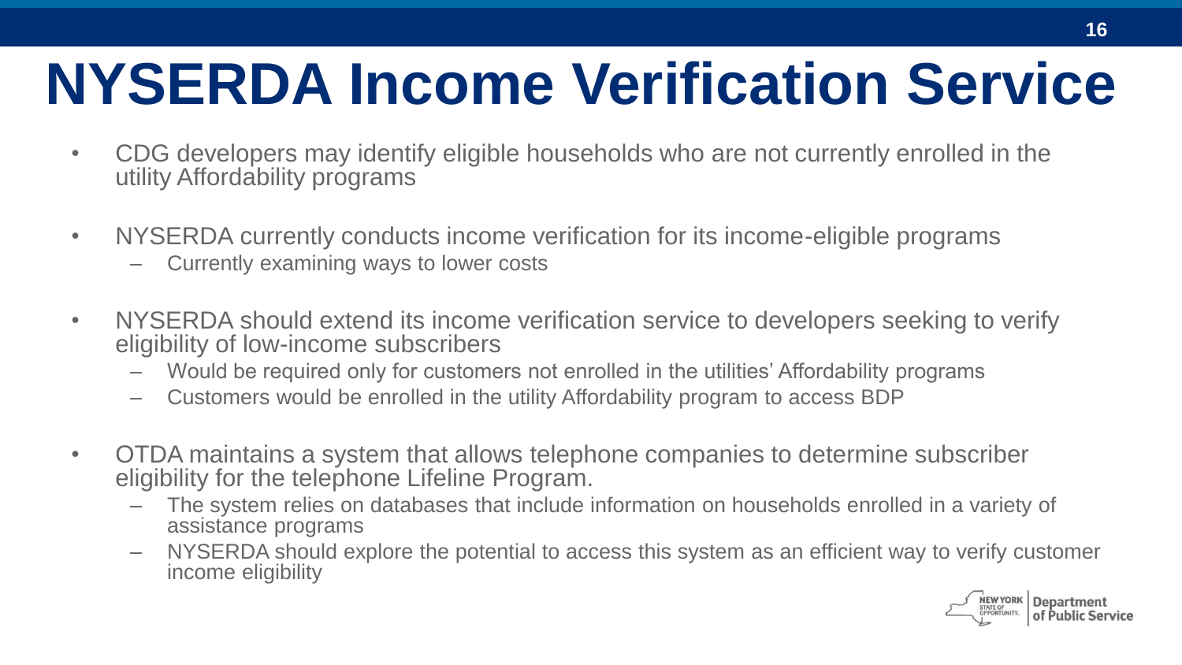# NYSERDA Income Verification Service

- CDG developers may identify eligible households who are not currently enrolled in the utility Affordability programs
- NYSERDA currently conducts income verification for its income-eligible programs
  - Currently examining ways to lower costs
- NYSERDA should extend its income verification service to developers seeking to verify eligibility of low-income subscribers
  - Would be required only for customers not enrolled in the utilities' Affordability programs
  - Customers would be enrolled in the utility Affordability program to access BDP
- OTDA maintains a system that allows telephone companies to determine subscriber eligibility for the telephone Lifeline Program.
  - The system relies on databases that include information on households enrolled in a variety of assistance programs
  - NYSERDA should explore the potential to access this system as an efficient way to verify customer income eligibility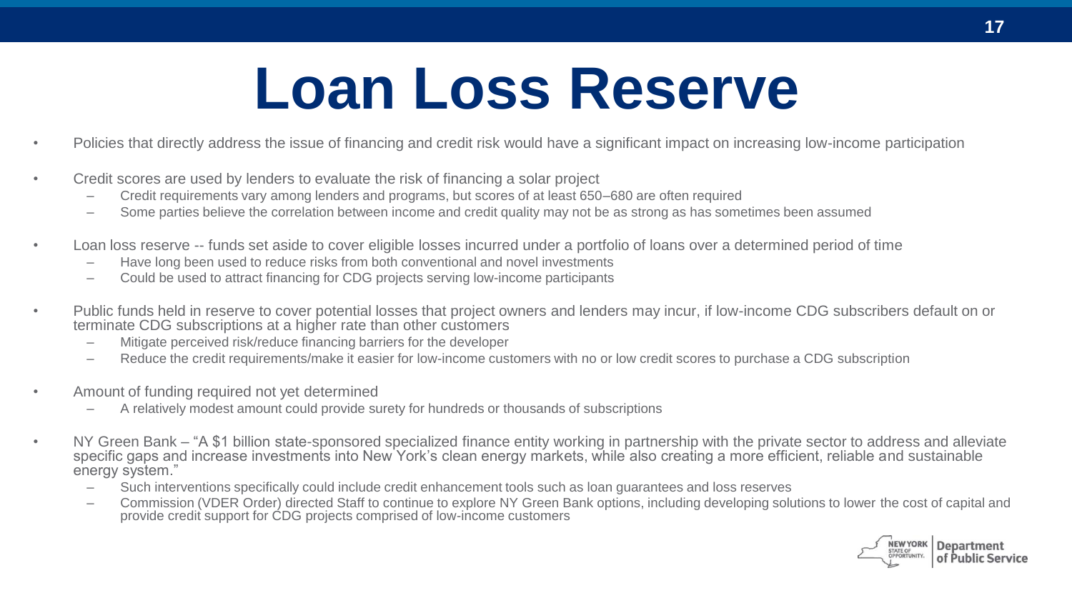# Loan Loss Reserve

- Policies that directly address the issue of financing and credit risk would have a significant impact on increasing low-income participation
- Credit scores are used by lenders to evaluate the risk of financing a solar project
  - Credit requirements vary among lenders and programs, but scores of at least 650–680 are often required
  - Some parties believe the correlation between income and credit quality may not be as strong as has sometimes been assumed
- Loan loss reserve -- funds set aside to cover eligible losses incurred under a portfolio of loans over a determined period of time
  - Have long been used to reduce risks from both conventional and novel investments
  - Could be used to attract financing for CDG projects serving low-income participants
- Public funds held in reserve to cover potential losses that project owners and lenders may incur, if low-income CDG subscribers default on or terminate CDG subscriptions at a higher rate than other customers
  - Mitigate perceived risk/reduce financing barriers for the developer
  - Reduce the credit requirements/make it easier for low-income customers with no or low credit scores to purchase a CDG subscription
- Amount of funding required not yet determined
  - A relatively modest amount could provide surety for hundreds or thousands of subscriptions
- NY Green Bank – "A $1 billion state-sponsored specialized finance entity working in partnership with the private sector to address and alleviate specific gaps and increase investments into New York's clean energy markets, while also creating a more efficient, reliable and sustainable energy system."
  - Such interventions specifically could include credit enhancement tools such as loan guarantees and loss reserves
  - Commission (VDER Order) directed Staff to continue to explore NY Green Bank options, including developing solutions to lower the cost of capital and provide credit support for CDG projects comprised of low-income customers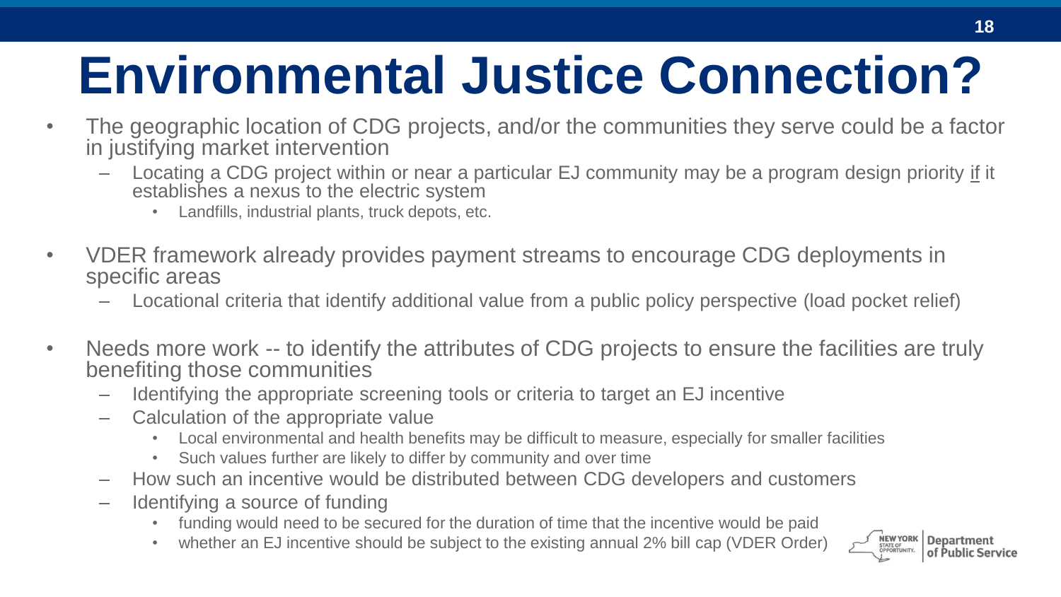# Environmental Justice Connection?

- The geographic location of CDG projects, and/or the communities they serve could be a factor in justifying market intervention
  - Locating a CDG project within or near a particular EJ community may be a program design priority <u>if</u> it establishes a nexus to the electric system
    - Landfills, industrial plants, truck depots, etc.
- VDER framework already provides payment streams to encourage CDG deployments in specific areas
  - Locational criteria that identify additional value from a public policy perspective (load pocket relief)
- Needs more work -- to identify the attributes of CDG projects to ensure the facilities are truly benefiting those communities
  - Identifying the appropriate screening tools or criteria to target an EJ incentive
  - Calculation of the appropriate value
    - Local environmental and health benefits may be difficult to measure, especially for smaller facilities
    - Such values further are likely to differ by community and over time
  - How such an incentive would be distributed between CDG developers and customers
  - Identifying a source of funding
    - funding would need to be secured for the duration of time that the incentive would be paid
    - whether an EJ incentive should be subject to the existing annual 2% bill cap (VDER Order)

NEW YORK STATE OF OPPORTUNITY. | Department of Public Service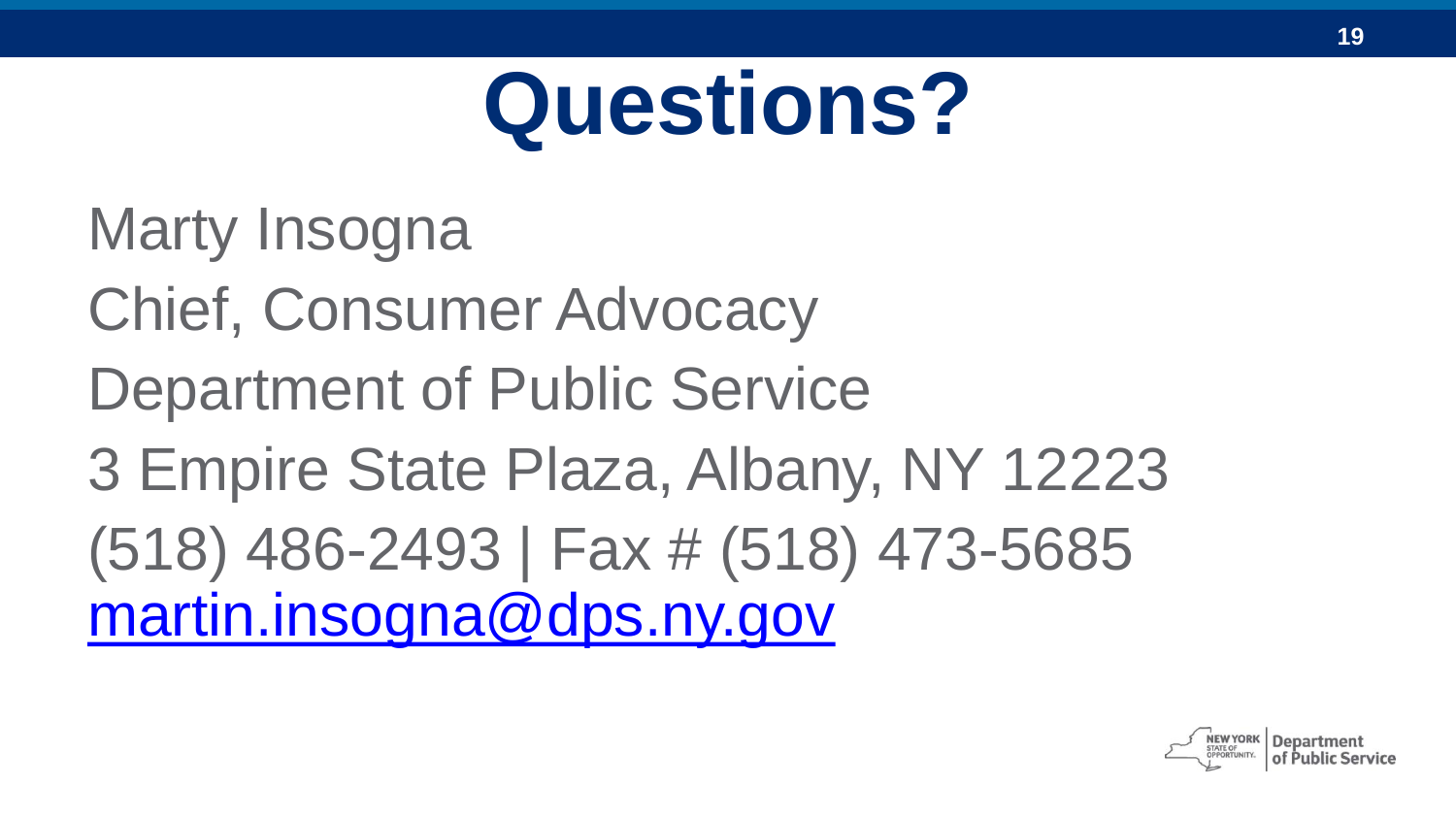# Questions?

Marty Insogna

Chief, Consumer Advocacy

Department of Public Service

3 Empire State Plaza, Albany, NY 12223

(518) 486-2493 | Fax # (518) 473-5685

martin.insogna@dps.ny.gov